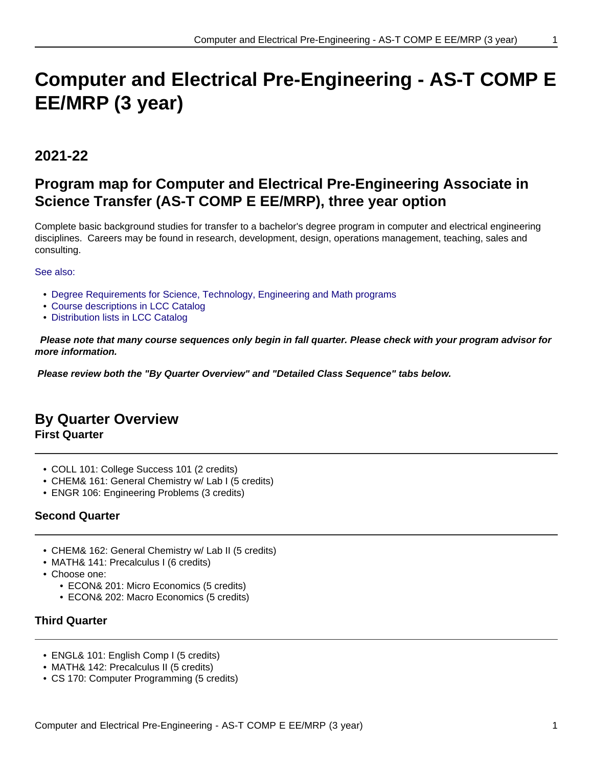# Computer and Electrical Pre-Engineering - AS-T COMP E EE/MRP (3 year)

## 2021-22

## Program map for Computer and Electrical Pre-Engineering Associate in Science Transfer (AS-T COMP E EE/MRP), three year option

Complete basic background studies for transfer to a bachelor's degree program in computer and electrical engineering disciplines. Careers may be found in research, development, design, operations management, teaching, sales and consulting.

See also:

- Degree Requirements for Science, Technology, Engineering and Math programs
- Course descriptions in LCC Catalog
- Distribution lists in LCC Catalog

***Please note that many course sequences only begin in fall quarter. Please check with your program advisor for more information.***

***Please review both the "By Quarter Overview" and "Detailed Class Sequence" tabs below.***

## By Quarter Overview

### First Quarter

- COLL 101: College Success 101 (2 credits)
- CHEM& 161: General Chemistry w/ Lab I (5 credits)
- ENGR 106: Engineering Problems (3 credits)

### Second Quarter

- CHEM& 162: General Chemistry w/ Lab II (5 credits)
- MATH& 141: Precalculus I (6 credits)
- Choose one:
  - ECON& 201: Micro Economics (5 credits)
  - ECON& 202: Macro Economics (5 credits)

### Third Quarter

- ENGL& 101: English Comp I (5 credits)
- MATH& 142: Precalculus II (5 credits)
- CS 170: Computer Programming (5 credits)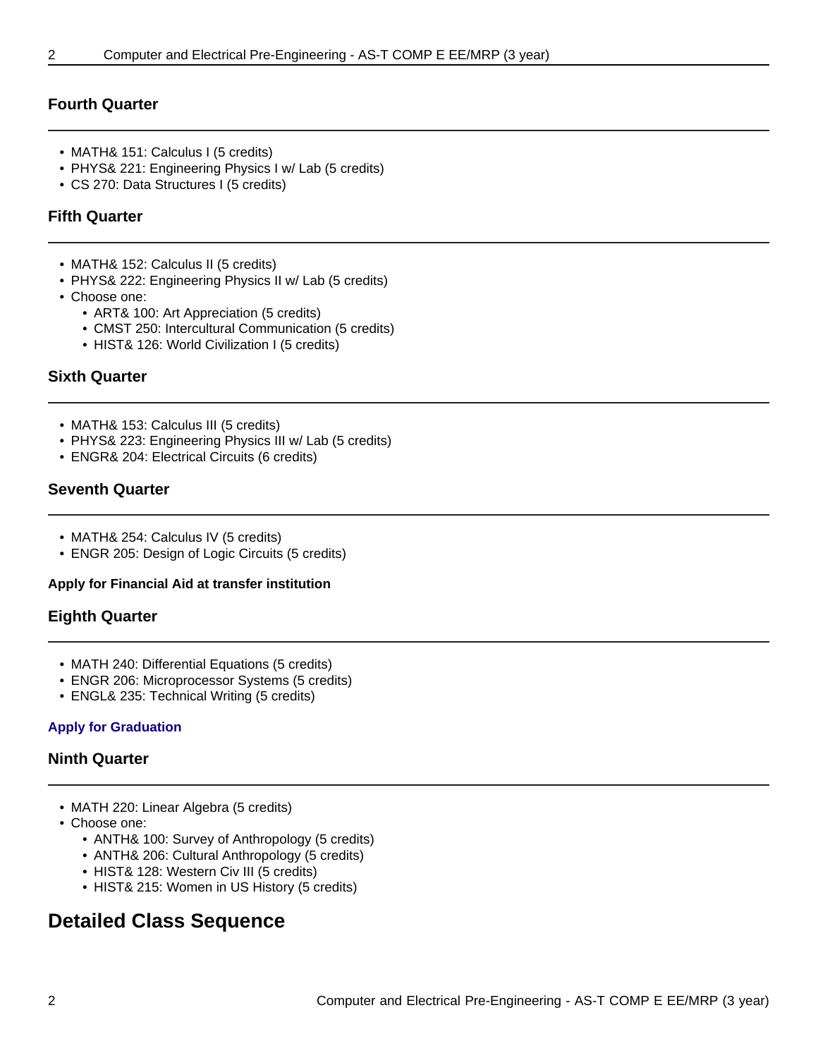### Fourth Quarter

- MATH& 151: Calculus I (5 credits)
- PHYS& 221: Engineering Physics I w/ Lab (5 credits)
- CS 270: Data Structures I (5 credits)

### Fifth Quarter

- MATH& 152: Calculus II (5 credits)
- PHYS& 222: Engineering Physics II w/ Lab (5 credits)
- Choose one:
  - ART& 100: Art Appreciation (5 credits)
  - CMST 250: Intercultural Communication (5 credits)
  - HIST& 126: World Civilization I (5 credits)

### Sixth Quarter

- MATH& 153: Calculus III (5 credits)
- PHYS& 223: Engineering Physics III w/ Lab (5 credits)
- ENGR& 204: Electrical Circuits (6 credits)

### Seventh Quarter

- MATH& 254: Calculus IV (5 credits)
- ENGR 205: Design of Logic Circuits (5 credits)

**Apply for Financial Aid at transfer institution**

### Eighth Quarter

- MATH 240: Differential Equations (5 credits)
- ENGR 206: Microprocessor Systems (5 credits)
- ENGL& 235: Technical Writing (5 credits)

**Apply for Graduation**

### Ninth Quarter

- MATH 220: Linear Algebra (5 credits)
- Choose one:
  - ANTH& 100: Survey of Anthropology (5 credits)
  - ANTH& 206: Cultural Anthropology (5 credits)
  - HIST& 128: Western Civ III (5 credits)
  - HIST& 215: Women in US History (5 credits)

## Detailed Class Sequence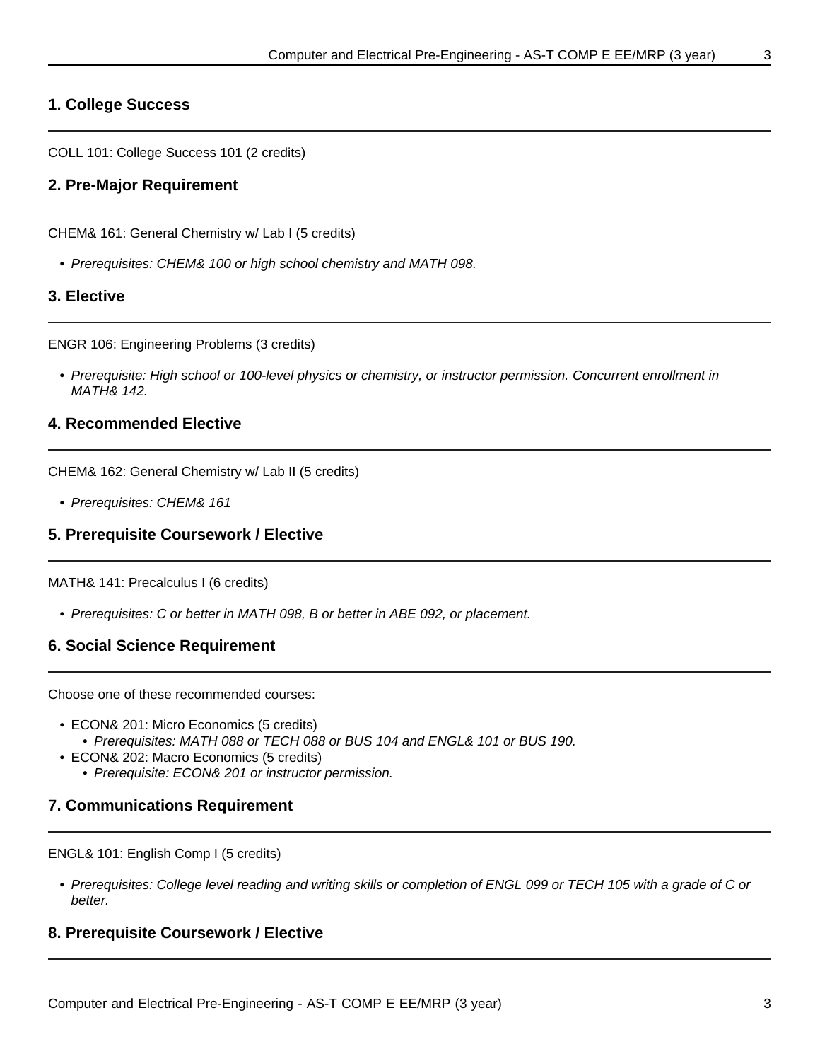## 1. College Success

COLL 101: College Success 101 (2 credits)

## 2. Pre-Major Requirement

CHEM& 161: General Chemistry w/ Lab I (5 credits)

- *Prerequisites: CHEM& 100 or high school chemistry and MATH 098.*

## 3. Elective

ENGR 106: Engineering Problems (3 credits)

- *Prerequisite: High school or 100-level physics or chemistry, or instructor permission. Concurrent enrollment in MATH& 142.*

## 4. Recommended Elective

CHEM& 162: General Chemistry w/ Lab II (5 credits)

- *Prerequisites: CHEM& 161*

## 5. Prerequisite Coursework / Elective

MATH& 141: Precalculus I (6 credits)

- *Prerequisites: C or better in MATH 098, B or better in ABE 092, or placement.*

## 6. Social Science Requirement

Choose one of these recommended courses:

- ECON& 201: Micro Economics (5 credits)
  - *Prerequisites: MATH 088 or TECH 088 or BUS 104 and ENGL& 101 or BUS 190.*
- ECON& 202: Macro Economics (5 credits)
  - *Prerequisite: ECON& 201 or instructor permission.*

## 7. Communications Requirement

ENGL& 101: English Comp I (5 credits)

- *Prerequisites: College level reading and writing skills or completion of ENGL 099 or TECH 105 with a grade of C or better.*

## 8. Prerequisite Coursework / Elective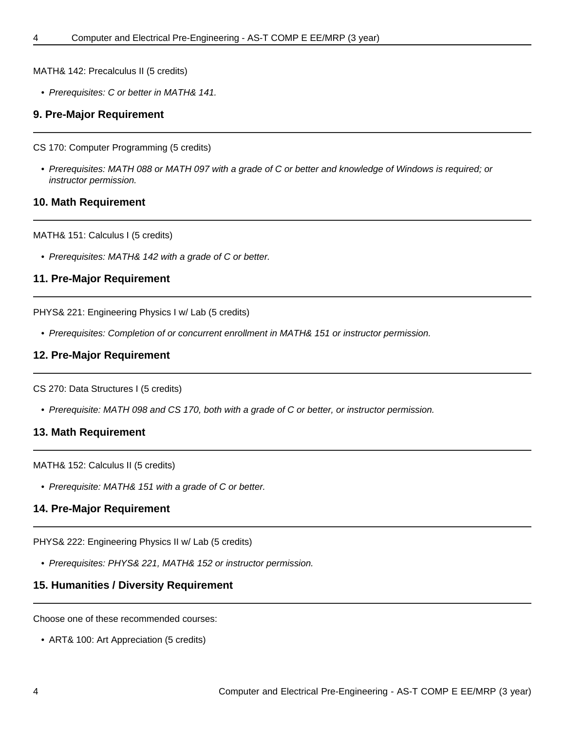MATH& 142: Precalculus II (5 credits)

- *Prerequisites: C or better in MATH& 141.*

### 9. Pre-Major Requirement

CS 170: Computer Programming (5 credits)

- *Prerequisites: MATH 088 or MATH 097 with a grade of C or better and knowledge of Windows is required; or instructor permission.*

### 10. Math Requirement

MATH& 151: Calculus I (5 credits)

- *Prerequisites: MATH& 142 with a grade of C or better.*

### 11. Pre-Major Requirement

PHYS& 221: Engineering Physics I w/ Lab (5 credits)

- *Prerequisites: Completion of or concurrent enrollment in MATH& 151 or instructor permission.*

### 12. Pre-Major Requirement

CS 270: Data Structures I (5 credits)

- *Prerequisite: MATH 098 and CS 170, both with a grade of C or better, or instructor permission.*

### 13. Math Requirement

MATH& 152: Calculus II (5 credits)

- *Prerequisite: MATH& 151 with a grade of C or better.*

### 14. Pre-Major Requirement

PHYS& 222: Engineering Physics II w/ Lab (5 credits)

- *Prerequisites: PHYS& 221, MATH& 152 or instructor permission.*

### 15. Humanities / Diversity Requirement

Choose one of these recommended courses:

- ART& 100: Art Appreciation (5 credits)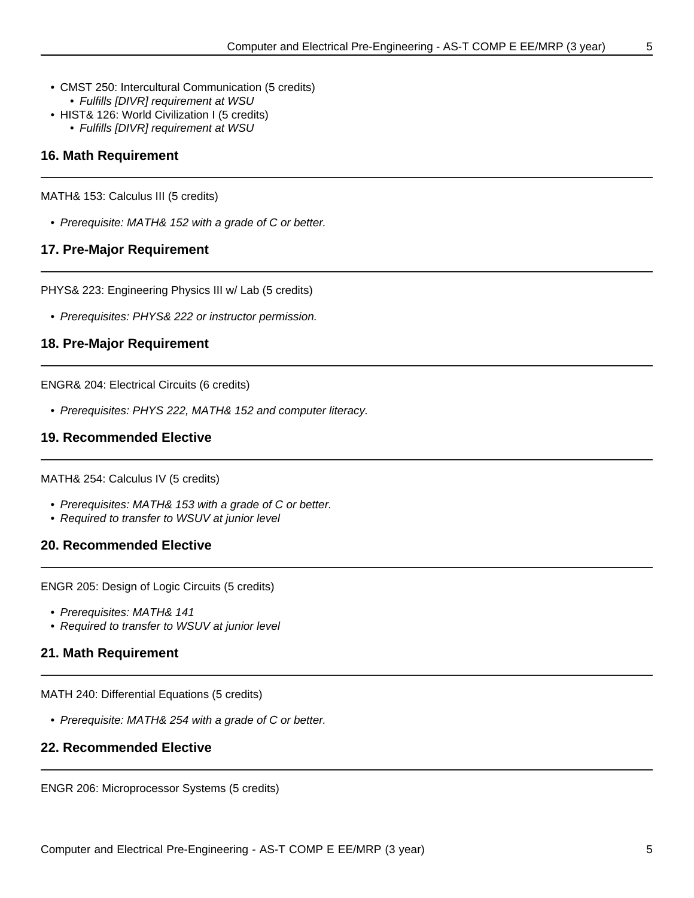- CMST 250: Intercultural Communication (5 credits)
  - *Fulfills [DIVR] requirement at WSU*
- HIST& 126: World Civilization I (5 credits)
  - *Fulfills [DIVR] requirement at WSU*

### 16. Math Requirement

MATH& 153: Calculus III (5 credits)

- *Prerequisite: MATH& 152 with a grade of C or better.*

### 17. Pre-Major Requirement

PHYS& 223: Engineering Physics III w/ Lab (5 credits)

- *Prerequisites: PHYS& 222 or instructor permission.*

### 18. Pre-Major Requirement

ENGR& 204: Electrical Circuits (6 credits)

- *Prerequisites: PHYS 222, MATH& 152 and computer literacy.*

### 19. Recommended Elective

MATH& 254: Calculus IV (5 credits)

- *Prerequisites: MATH& 153 with a grade of C or better.*
- *Required to transfer to WSUV at junior level*

### 20. Recommended Elective

ENGR 205: Design of Logic Circuits (5 credits)

- *Prerequisites: MATH& 141*
- *Required to transfer to WSUV at junior level*

### 21. Math Requirement

MATH 240: Differential Equations (5 credits)

- *Prerequisite: MATH& 254 with a grade of C or better.*

### 22. Recommended Elective

ENGR 206: Microprocessor Systems (5 credits)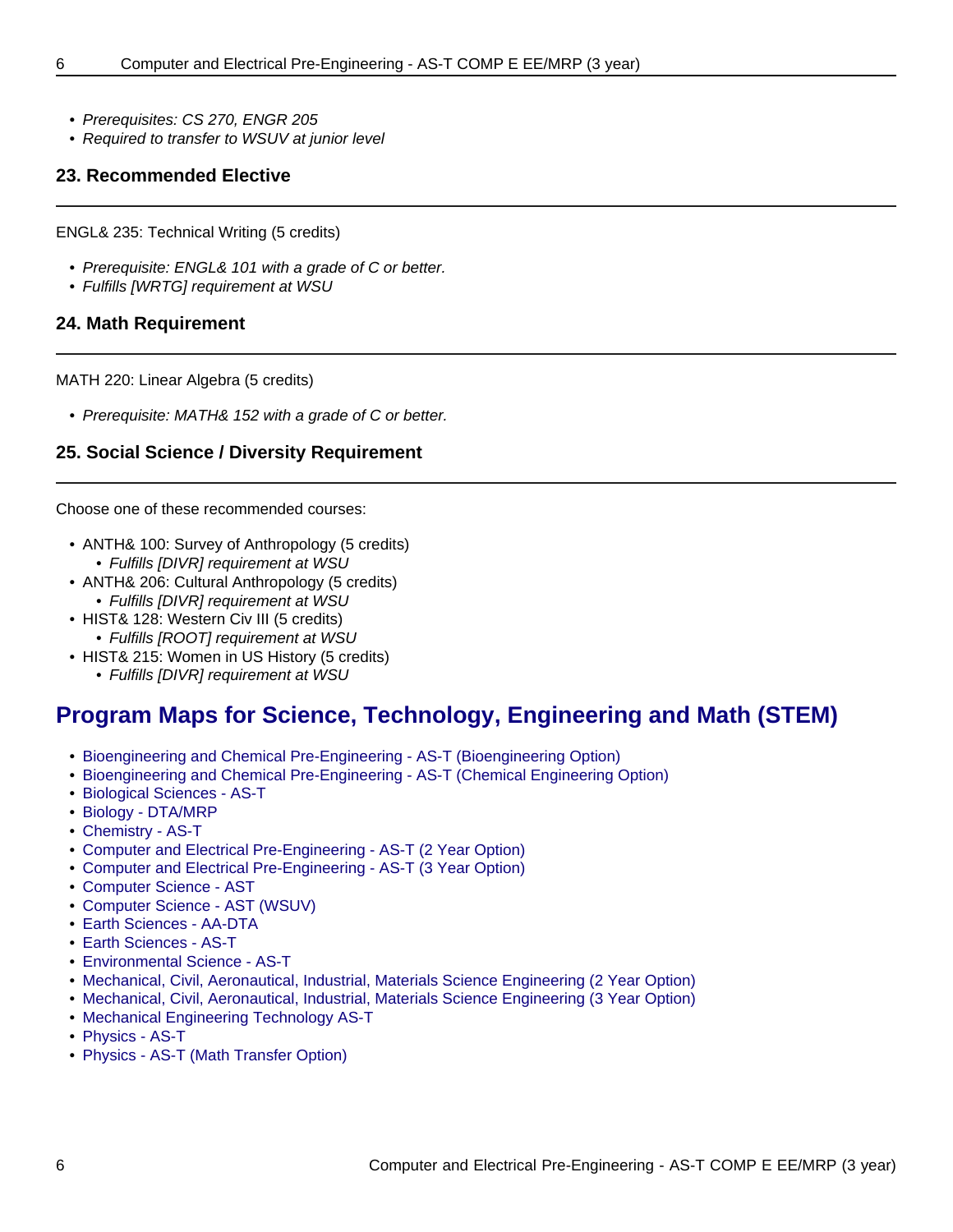- *Prerequisites: CS 270, ENGR 205*
- *Required to transfer to WSUV at junior level*

### 23. Recommended Elective

ENGL& 235: Technical Writing (5 credits)

- *Prerequisite: ENGL& 101 with a grade of C or better.*
- *Fulfills [WRTG] requirement at WSU*

### 24. Math Requirement

MATH 220: Linear Algebra (5 credits)

- *Prerequisite: MATH& 152 with a grade of C or better.*

### 25. Social Science / Diversity Requirement

Choose one of these recommended courses:

- ANTH& 100: Survey of Anthropology (5 credits)
  - *Fulfills [DIVR] requirement at WSU*
- ANTH& 206: Cultural Anthropology (5 credits)
  - *Fulfills [DIVR] requirement at WSU*
- HIST& 128: Western Civ III (5 credits)
  - *Fulfills [ROOT] requirement at WSU*
- HIST& 215: Women in US History (5 credits)
  - *Fulfills [DIVR] requirement at WSU*

## Program Maps for Science, Technology, Engineering and Math (STEM)

- Bioengineering and Chemical Pre-Engineering - AS-T (Bioengineering Option)
- Bioengineering and Chemical Pre-Engineering - AS-T (Chemical Engineering Option)
- Biological Sciences - AS-T
- Biology - DTA/MRP
- Chemistry - AS-T
- Computer and Electrical Pre-Engineering - AS-T (2 Year Option)
- Computer and Electrical Pre-Engineering - AS-T (3 Year Option)
- Computer Science - AST
- Computer Science - AST (WSUV)
- Earth Sciences - AA-DTA
- Earth Sciences - AS-T
- Environmental Science - AS-T
- Mechanical, Civil, Aeronautical, Industrial, Materials Science Engineering (2 Year Option)
- Mechanical, Civil, Aeronautical, Industrial, Materials Science Engineering (3 Year Option)
- Mechanical Engineering Technology AS-T
- Physics - AS-T
- Physics - AS-T (Math Transfer Option)